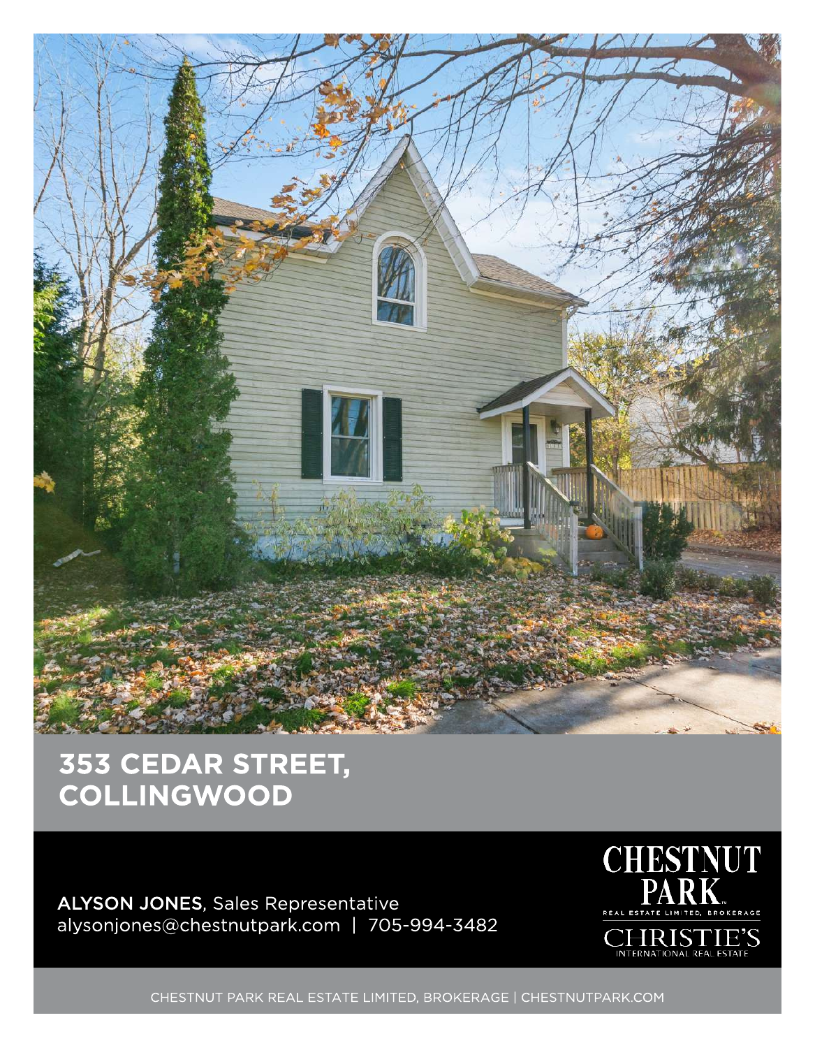# 353 CEDAR STREET, COLLINGWOOD

**ALYSON JONES**, Sales Representative
alysonjones@chestnutpark.com | 705-994-3482

CHESTNUT PARK REAL ESTATE LIMITED, BROKERAGE

CHRISTIE'S INTERNATIONAL REAL ESTATE

CHESTNUT PARK REAL ESTATE LIMITED, BROKERAGE | CHESTNUTPARK.COM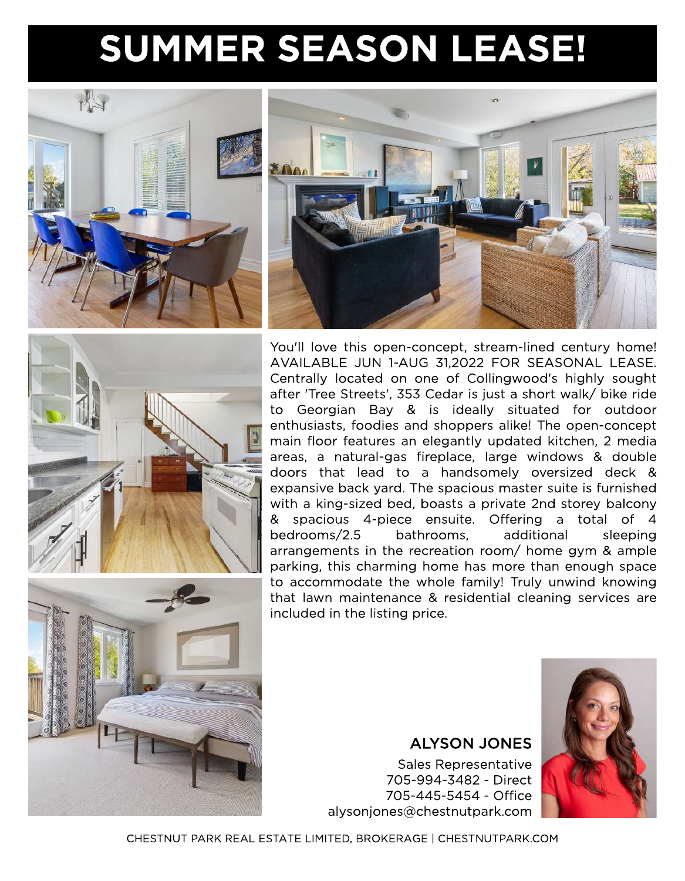# SUMMER SEASON LEASE!

You'll love this open-concept, stream-lined century home! AVAILABLE JUN 1-AUG 31,2022 FOR SEASONAL LEASE. Centrally located on one of Collingwood's highly sought after 'Tree Streets', 353 Cedar is just a short walk/ bike ride to Georgian Bay & is ideally situated for outdoor enthusiasts, foodies and shoppers alike! The open-concept main floor features an elegantly updated kitchen, 2 media areas, a natural-gas fireplace, large windows & double doors that lead to a handsomely oversized deck & expansive back yard. The spacious master suite is furnished with a king-sized bed, boasts a private 2nd storey balcony & spacious 4-piece ensuite. Offering a total of 4 bedrooms/2.5 bathrooms, additional sleeping arrangements in the recreation room/ home gym & ample parking, this charming home has more than enough space to accommodate the whole family! Truly unwind knowing that lawn maintenance & residential cleaning services are included in the listing price.

**ALYSON JONES**

Sales Representative
705-994-3482 - Direct
705-445-5454 - Office
alysonjones@chestnutpark.com

CHESTNUT PARK REAL ESTATE LIMITED, BROKERAGE | CHESTNUTPARK.COM